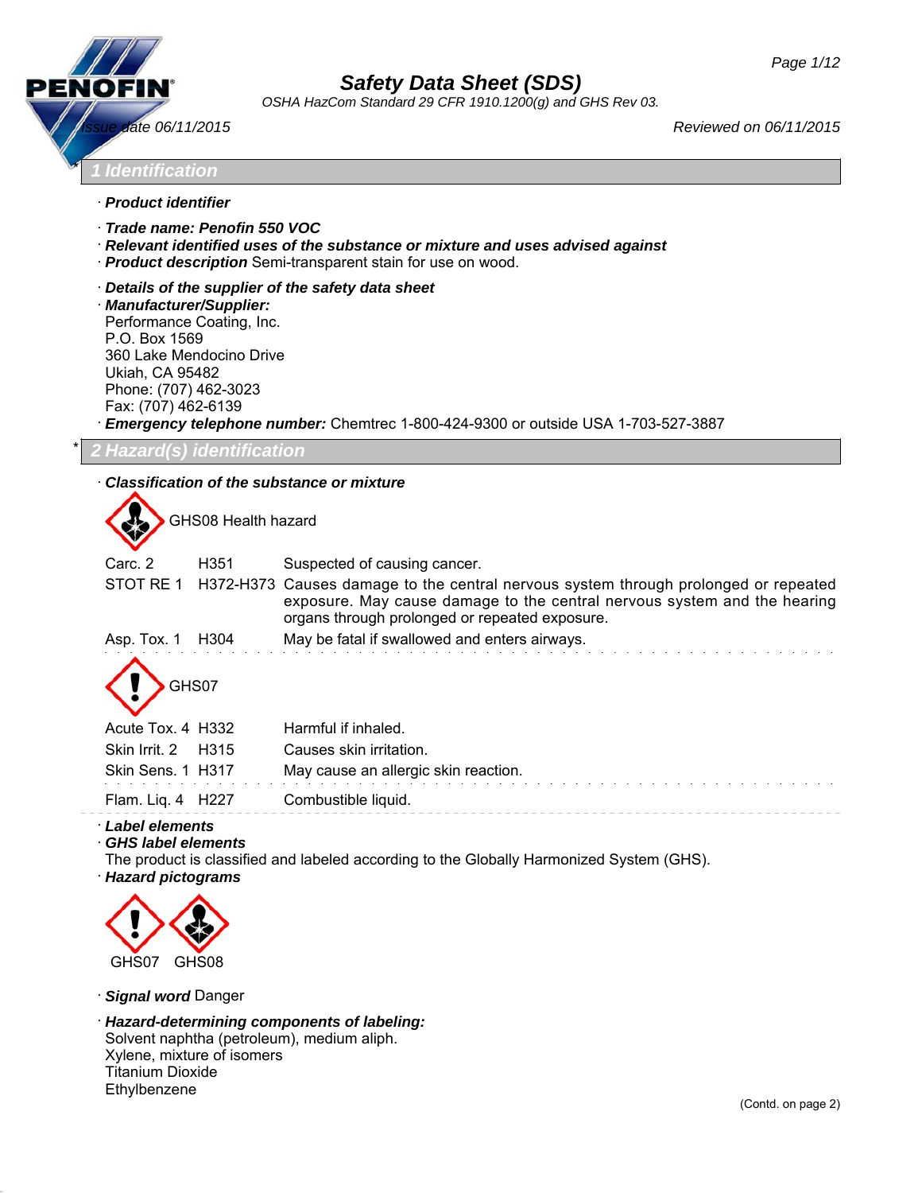# Safety Data Sheet (SDS)

*OSHA HazCom Standard 29 CFR 1910.1200(g) and GHS Rev 03.*

*Issue date 06/11/2015* *Reviewed on 06/11/2015*

## * 1 Identification

· **Product identifier**

· **Trade name: Penofin 550 VOC**

· **Relevant identified uses of the substance or mixture and uses advised against**

· **Product description** Semi-transparent stain for use on wood.

· **Details of the supplier of the safety data sheet**

· **Manufacturer/Supplier:**
Performance Coating, Inc.
P.O. Box 1569
360 Lake Mendocino Drive
Ukiah, CA 95482
Phone: (707) 462-3023
Fax: (707) 462-6139

· **Emergency telephone number:** Chemtrec 1-800-424-9300 or outside USA 1-703-527-3887

## * 2 Hazard(s) identification

· **Classification of the substance or mixture**

GHS08 Health hazard

| | | |
|---|---|---|
| Carc. 2 | H351 | Suspected of causing cancer. |
| STOT RE 1 | H372-H373 | Causes damage to the central nervous system through prolonged or repeated exposure. May cause damage to the central nervous system and the hearing organs through prolonged or repeated exposure. |
| Asp. Tox. 1 | H304 | May be fatal if swallowed and enters airways. |

GHS07

| | | |
|---|---|---|
| Acute Tox. 4 | H332 | Harmful if inhaled. |
| Skin Irrit. 2 | H315 | Causes skin irritation. |
| Skin Sens. 1 | H317 | May cause an allergic skin reaction. |
| Flam. Liq. 4 | H227 | Combustible liquid. |

· **Label elements**

· **GHS label elements**
The product is classified and labeled according to the Globally Harmonized System (GHS).

· **Hazard pictograms**

GHS07 GHS08

· **Signal word** Danger

· **Hazard-determining components of labeling:**
Solvent naphtha (petroleum), medium aliph.
Xylene, mixture of isomers
Titanium Dioxide
Ethylbenzene

(Contd. on page 2)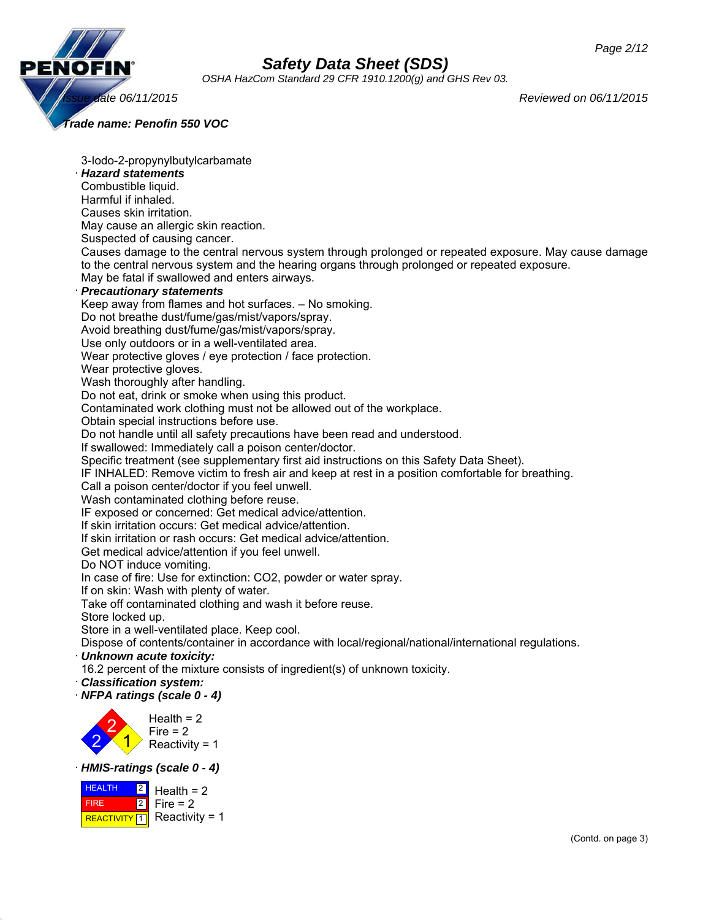3-Iodo-2-propynylbutylcarbamate

· **Hazard statements**

Combustible liquid.
Harmful if inhaled.
Causes skin irritation.
May cause an allergic skin reaction.
Suspected of causing cancer.
Causes damage to the central nervous system through prolonged or repeated exposure. May cause damage to the central nervous system and the hearing organs through prolonged or repeated exposure.
May be fatal if swallowed and enters airways.

· **Precautionary statements**

Keep away from flames and hot surfaces. – No smoking.
Do not breathe dust/fume/gas/mist/vapors/spray.
Avoid breathing dust/fume/gas/mist/vapors/spray.
Use only outdoors or in a well-ventilated area.
Wear protective gloves / eye protection / face protection.
Wear protective gloves.
Wash thoroughly after handling.
Do not eat, drink or smoke when using this product.
Contaminated work clothing must not be allowed out of the workplace.
Obtain special instructions before use.
Do not handle until all safety precautions have been read and understood.
If swallowed: Immediately call a poison center/doctor.
Specific treatment (see supplementary first aid instructions on this Safety Data Sheet).
IF INHALED: Remove victim to fresh air and keep at rest in a position comfortable for breathing.
Call a poison center/doctor if you feel unwell.
Wash contaminated clothing before reuse.
IF exposed or concerned: Get medical advice/attention.
If skin irritation occurs: Get medical advice/attention.
If skin irritation or rash occurs: Get medical advice/attention.
Get medical advice/attention if you feel unwell.
Do NOT induce vomiting.
In case of fire: Use for extinction: $CO_2$, powder or water spray.
If on skin: Wash with plenty of water.
Take off contaminated clothing and wash it before reuse.
Store locked up.
Store in a well-ventilated place. Keep cool.
Dispose of contents/container in accordance with local/regional/national/international regulations.

· ***Unknown acute toxicity:***

16.2 percent of the mixture consists of ingredient(s) of unknown toxicity.

· ***Classification system:***

· ***NFPA ratings (scale 0 - 4)***

Health = 2
Fire = 2
Reactivity = 1

· ***HMIS-ratings (scale 0 - 4)***

| | |
|---|---|
| HEALTH | 2 |
| FIRE | 2 |
| REACTIVITY | 1 |

Health = 2
Fire = 2
Reactivity = 1

(Contd. on page 3)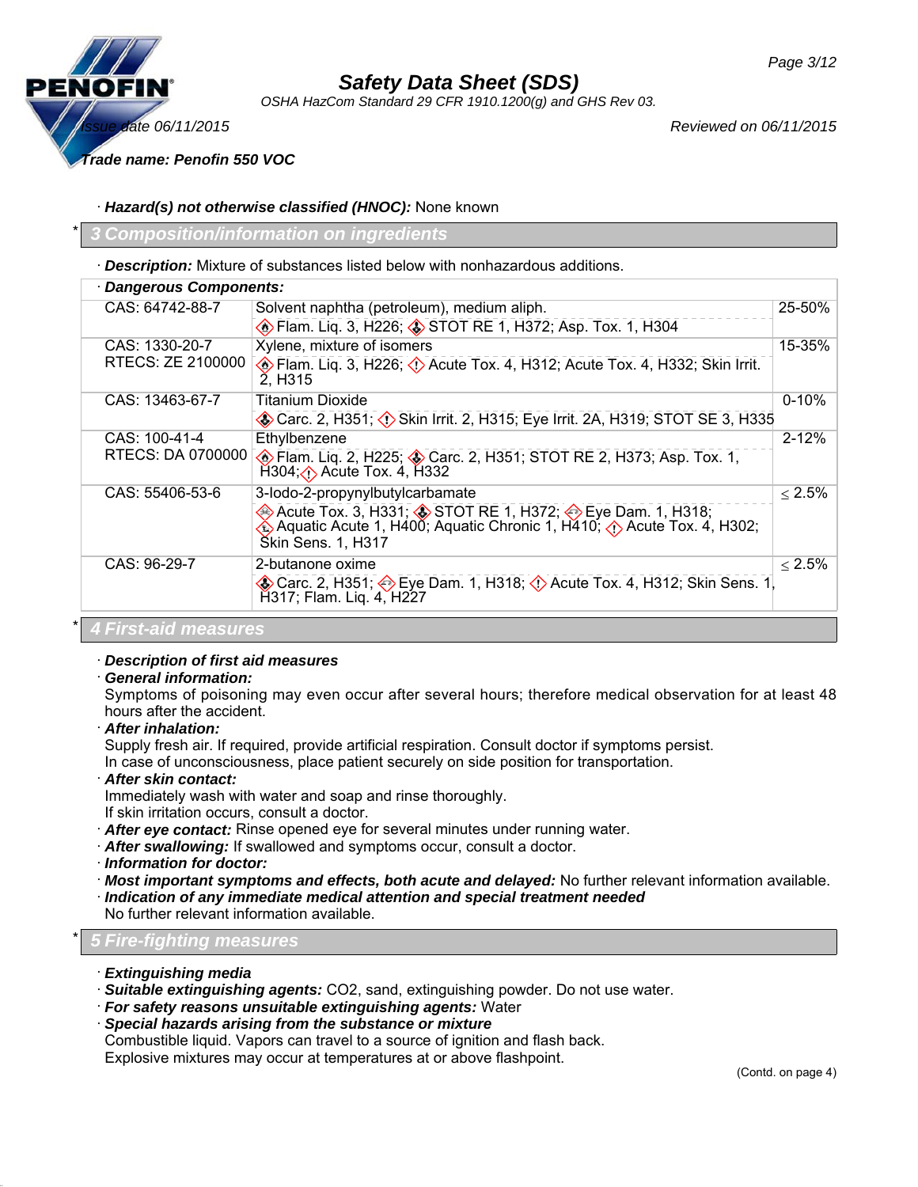· ***Hazard(s) not otherwise classified (HNOC):*** None known

## * 3 Composition/information on ingredients

· ***Description:*** Mixture of substances listed below with nonhazardous additions.

| · ***Dangerous Components:*** | | |
|---|---|---|
| CAS: 64742-88-7 | Solvent naphtha (petroleum), medium aliph.<br>Flam. Liq. 3, H226; STOT RE 1, H372; Asp. Tox. 1, H304 | 25-50% |
| CAS: 1330-20-7<br>RTECS: ZE 2100000 | Xylene, mixture of isomers<br>Flam. Liq. 3, H226; Acute Tox. 4, H312; Acute Tox. 4, H332; Skin Irrit. 2, H315 | 15-35% |
| CAS: 13463-67-7 | Titanium Dioxide<br>Carc. 2, H351; Skin Irrit. 2, H315; Eye Irrit. 2A, H319; STOT SE 3, H335 | 0-10% |
| CAS: 100-41-4<br>RTECS: DA 0700000 | Ethylbenzene<br>Flam. Liq. 2, H225; Carc. 2, H351; STOT RE 2, H373; Asp. Tox. 1, H304; Acute Tox. 4, H332 | 2-12% |
| CAS: 55406-53-6 | 3-Iodo-2-propynylbutylcarbamate<br>Acute Tox. 3, H331; STOT RE 1, H372; Eye Dam. 1, H318; Aquatic Acute 1, H400; Aquatic Chronic 1, H410; Acute Tox. 4, H302; Skin Sens. 1, H317 | ≤ 2.5% |
| CAS: 96-29-7 | 2-butanone oxime<br>Carc. 2, H351; Eye Dam. 1, H318; Acute Tox. 4, H312; Skin Sens. 1, H317; Flam. Liq. 4, H227 | ≤ 2.5% |

## * 4 First-aid measures

· ***Description of first aid measures***

· ***General information:***
Symptoms of poisoning may even occur after several hours; therefore medical observation for at least 48 hours after the accident.

· ***After inhalation:***
Supply fresh air. If required, provide artificial respiration. Consult doctor if symptoms persist.
In case of unconsciousness, place patient securely on side position for transportation.

· ***After skin contact:***
Immediately wash with water and soap and rinse thoroughly.
If skin irritation occurs, consult a doctor.

· ***After eye contact:*** Rinse opened eye for several minutes under running water.

· ***After swallowing:*** If swallowed and symptoms occur, consult a doctor.

· ***Information for doctor:***

· ***Most important symptoms and effects, both acute and delayed:*** No further relevant information available.

· ***Indication of any immediate medical attention and special treatment needed***
No further relevant information available.

## * 5 Fire-fighting measures

· ***Extinguishing media***

· ***Suitable extinguishing agents:*** CO2, sand, extinguishing powder. Do not use water.

· ***For safety reasons unsuitable extinguishing agents:*** Water

· ***Special hazards arising from the substance or mixture***
Combustible liquid. Vapors can travel to a source of ignition and flash back.
Explosive mixtures may occur at temperatures at or above flashpoint.

(Contd. on page 4)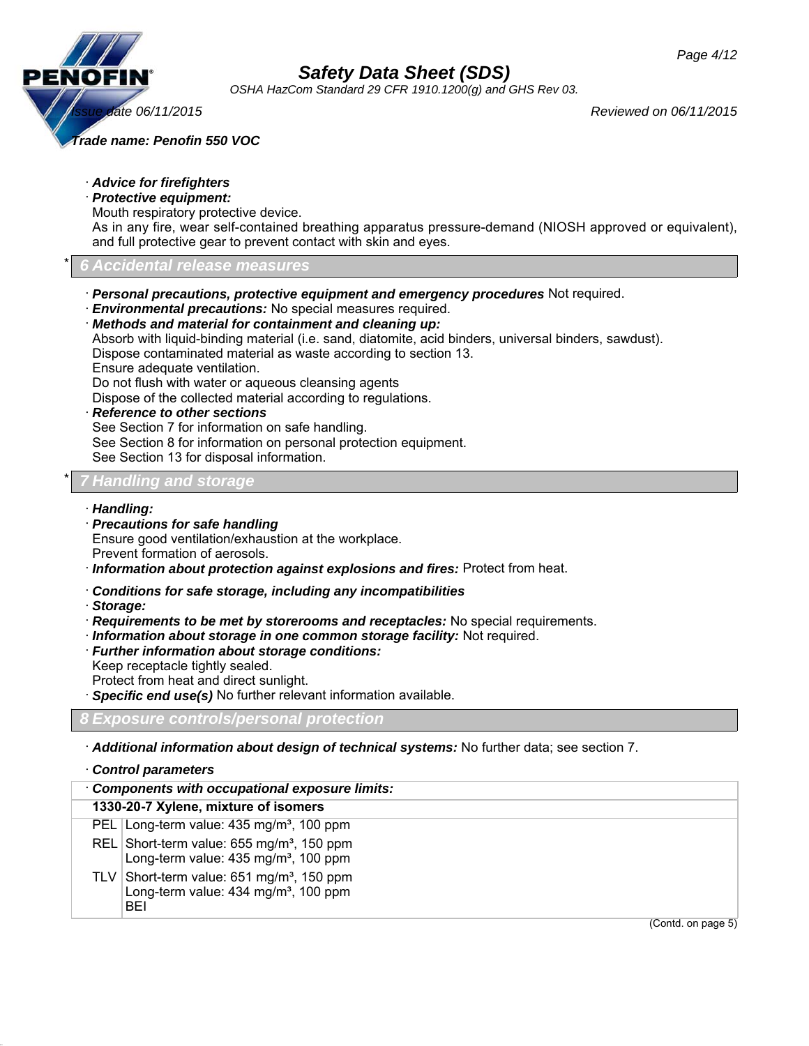· **Advice for firefighters**

· **Protective equipment:**

Mouth respiratory protective device.

As in any fire, wear self-contained breathing apparatus pressure-demand (NIOSH approved or equivalent), and full protective gear to prevent contact with skin and eyes.

## * 6 Accidental release measures

· **Personal precautions, protective equipment and emergency procedures** Not required.

· **Environmental precautions:** No special measures required.

· **Methods and material for containment and cleaning up:**

Absorb with liquid-binding material (i.e. sand, diatomite, acid binders, universal binders, sawdust).

Dispose contaminated material as waste according to section 13.

Ensure adequate ventilation.

Do not flush with water or aqueous cleansing agents

Dispose of the collected material according to regulations.

· **Reference to other sections**

See Section 7 for information on safe handling.

See Section 8 for information on personal protection equipment.

See Section 13 for disposal information.

## * 7 Handling and storage

· **Handling:**

· **Precautions for safe handling**

Ensure good ventilation/exhaustion at the workplace.

Prevent formation of aerosols.

· **Information about protection against explosions and fires:** Protect from heat.

· **Conditions for safe storage, including any incompatibilities**

· **Storage:**

· **Requirements to be met by storerooms and receptacles:** No special requirements.

· **Information about storage in one common storage facility:** Not required.

· **Further information about storage conditions:**

Keep receptacle tightly sealed.

Protect from heat and direct sunlight.

· **Specific end use(s)** No further relevant information available.

## 8 Exposure controls/personal protection

· **Additional information about design of technical systems:** No further data; see section 7.

· **Control parameters**

| · **Components with occupational exposure limits:** | |
|---|---|
| **1330-20-7 Xylene, mixture of isomers** | |
| PEL | Long-term value: 435 mg/m³, 100 ppm |
| REL | Short-term value: 655 mg/m³, 150 ppm<br>Long-term value: 435 mg/m³, 100 ppm |
| TLV | Short-term value: 651 mg/m³, 150 ppm<br>Long-term value: 434 mg/m³, 100 ppm<br>BEI |

(Contd. on page 5)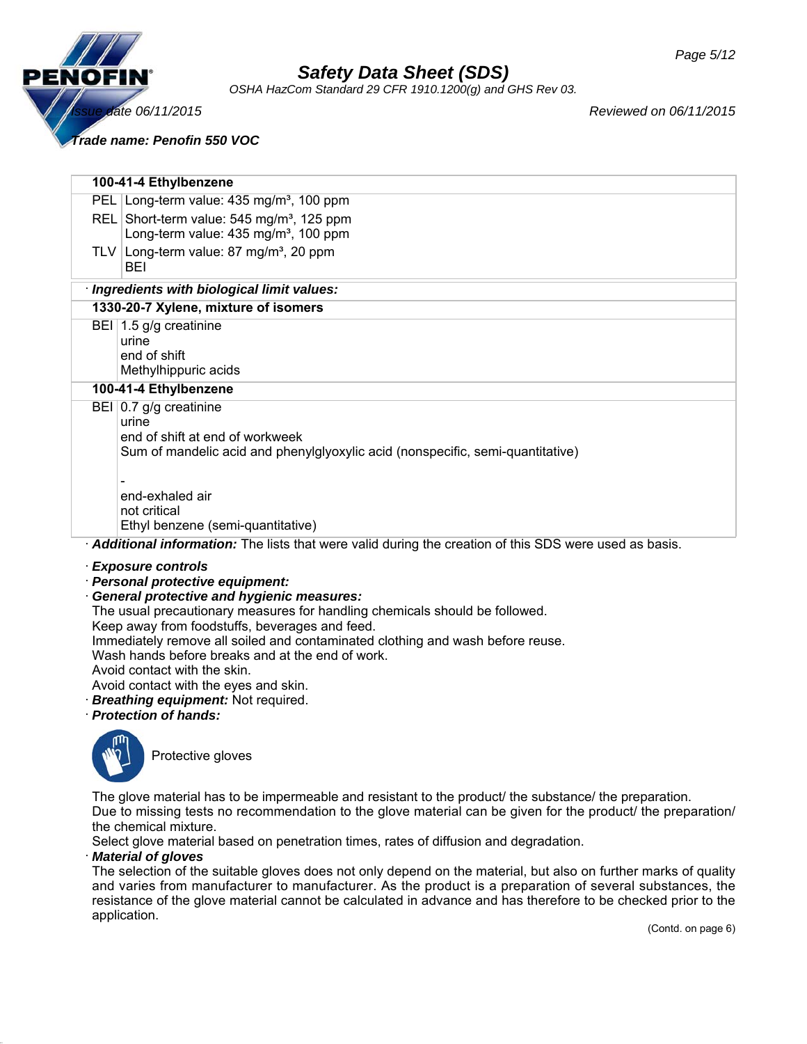| 100-41-4 Ethylbenzene | |
|---|---|
| PEL | Long-term value: 435 mg/m³, 100 ppm |
| REL | Short-term value: 545 mg/m³, 125 ppm<br>Long-term value: 435 mg/m³, 100 ppm |
| TLV | Long-term value: 87 mg/m³, 20 ppm<br>BEI |

· ***Ingredients with biological limit values:***

| 1330-20-7 Xylene, mixture of isomers | |
|---|---|
| BEI | 1.5 g/g creatinine<br>urine<br>end of shift<br>Methylhippuric acids |

| 100-41-4 Ethylbenzene | |
|---|---|
| BEI | 0.7 g/g creatinine<br>urine<br>end of shift at end of workweek<br>Sum of mandelic acid and phenylglyoxylic acid (nonspecific, semi-quantitative)<br><br>-<br>end-exhaled air<br>not critical<br>Ethyl benzene (semi-quantitative) |

· ***Additional information:*** The lists that were valid during the creation of this SDS were used as basis.

· ***Exposure controls***

· ***Personal protective equipment:***

· ***General protective and hygienic measures:***

The usual precautionary measures for handling chemicals should be followed.
Keep away from foodstuffs, beverages and feed.
Immediately remove all soiled and contaminated clothing and wash before reuse.
Wash hands before breaks and at the end of work.
Avoid contact with the skin.
Avoid contact with the eyes and skin.

· ***Breathing equipment:*** Not required.

· ***Protection of hands:***

Protective gloves

The glove material has to be impermeable and resistant to the product/ the substance/ the preparation.
Due to missing tests no recommendation to the glove material can be given for the product/ the preparation/ the chemical mixture.
Select glove material based on penetration times, rates of diffusion and degradation.

· ***Material of gloves***

The selection of the suitable gloves does not only depend on the material, but also on further marks of quality and varies from manufacturer to manufacturer. As the product is a preparation of several substances, the resistance of the glove material cannot be calculated in advance and has therefore to be checked prior to the application.

(Contd. on page 6)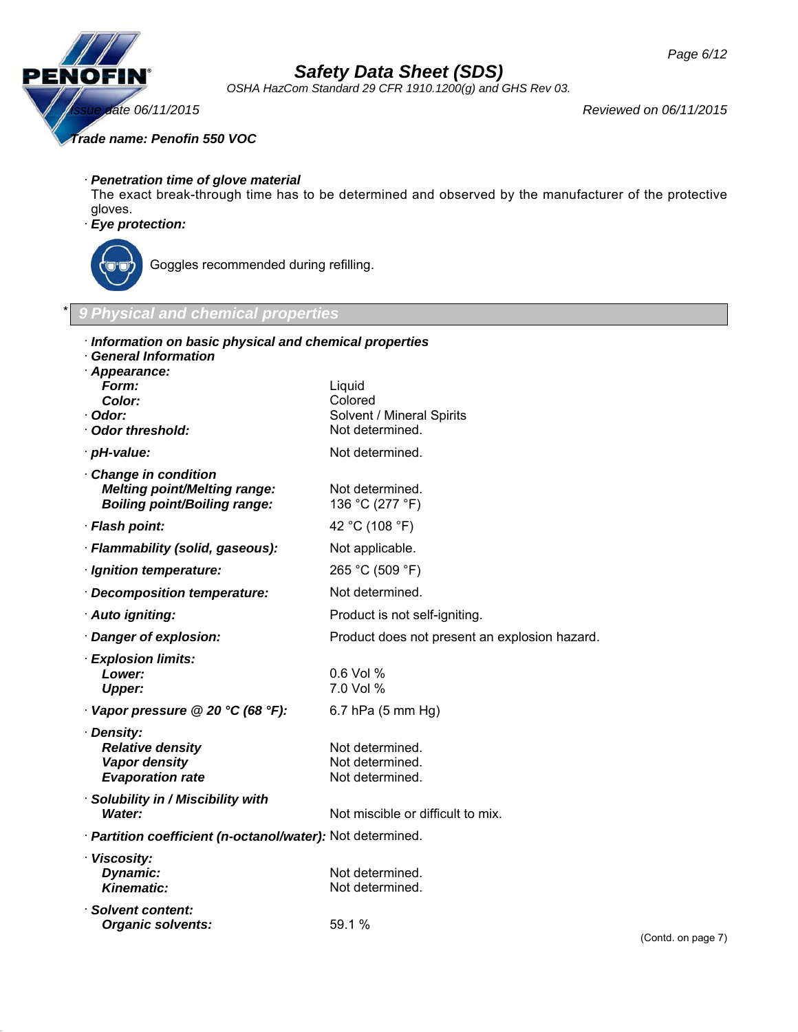· **_Penetration time of glove material_**
The exact break-through time has to be determined and observed by the manufacturer of the protective gloves.

· **_Eye protection:_**

Goggles recommended during refilling.

## * 9 Physical and chemical properties

· **_Information on basic physical and chemical properties_**
· **_General Information_**

| | |
|---|---|
| · **_Appearance:_** | |
| **_Form:_** | Liquid |
| **_Color:_** | Colored |
| · **_Odor:_** | Solvent / Mineral Spirits |
| · **_Odor threshold:_** | Not determined. |
| · **_pH-value:_** | Not determined. |
| · **_Change in condition_** | |
| **_Melting point/Melting range:_** | Not determined. |
| **_Boiling point/Boiling range:_** | 136 °C (277 °F) |
| · **_Flash point:_** | 42 °C (108 °F) |
| · **_Flammability (solid, gaseous):_** | Not applicable. |
| · **_Ignition temperature:_** | 265 °C (509 °F) |
| · **_Decomposition temperature:_** | Not determined. |
| · **_Auto igniting:_** | Product is not self-igniting. |
| · **_Danger of explosion:_** | Product does not present an explosion hazard. |
| · **_Explosion limits:_** | |
| **_Lower:_** | 0.6 Vol % |
| **_Upper:_** | 7.0 Vol % |
| · **_Vapor pressure @ 20 °C (68 °F):_** | 6.7 hPa (5 mm Hg) |
| · **_Density:_** | |
| **_Relative density_** | Not determined. |
| **_Vapor density_** | Not determined. |
| **_Evaporation rate_** | Not determined. |
| · **_Solubility in / Miscibility with_** | |
| **_Water:_** | Not miscible or difficult to mix. |
| · **_Partition coefficient (n-octanol/water):_** | Not determined. |
| · **_Viscosity:_** | |
| **_Dynamic:_** | Not determined. |
| **_Kinematic:_** | Not determined. |
| · **_Solvent content:_** | |
| **_Organic solvents:_** | 59.1 % |

(Contd. on page 7)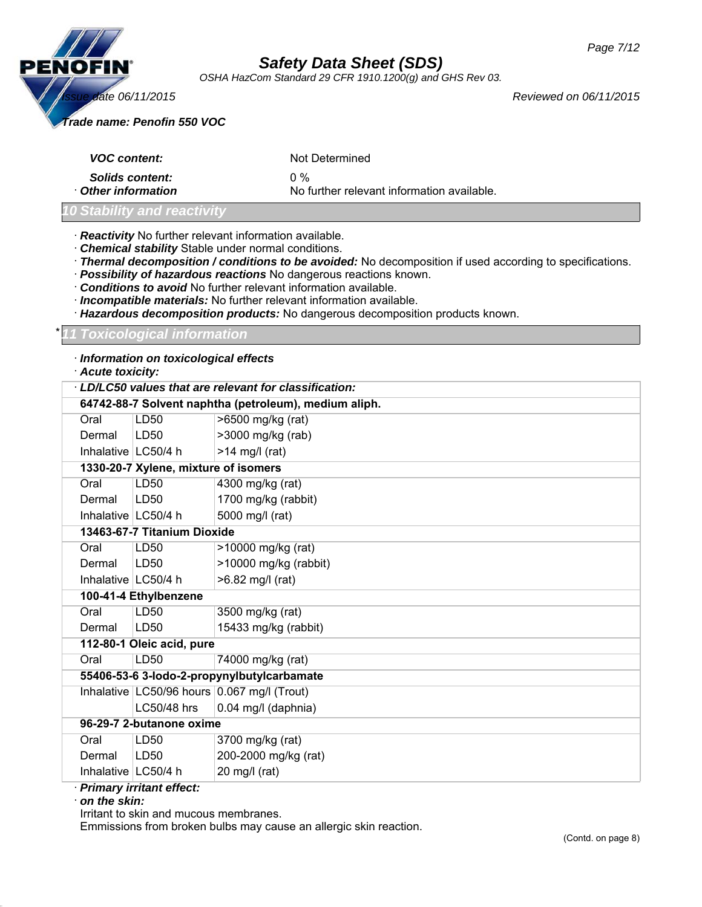*VOC content:* Not Determined

*Solids content:* 0 %

· **Other information** No further relevant information available.

## 10 Stability and reactivity

· ***Reactivity*** No further relevant information available.
· ***Chemical stability*** Stable under normal conditions.
· ***Thermal decomposition / conditions to be avoided:*** No decomposition if used according to specifications.
· ***Possibility of hazardous reactions*** No dangerous reactions known.
· ***Conditions to avoid*** No further relevant information available.
· ***Incompatible materials:*** No further relevant information available.
· ***Hazardous decomposition products:*** No dangerous decomposition products known.

## * 11 Toxicological information

· ***Information on toxicological effects***
· ***Acute toxicity:***

| · **LD/LC50 values that are relevant for classification:** | | |
|---|---|---|
| **64742-88-7 Solvent naphtha (petroleum), medium aliph.** | | |
| Oral | LD50 | >6500 mg/kg (rat) |
| Dermal | LD50 | >3000 mg/kg (rab) |
| Inhalative | LC50/4 h | >14 mg/l (rat) |
| **1330-20-7 Xylene, mixture of isomers** | | |
| Oral | LD50 | 4300 mg/kg (rat) |
| Dermal | LD50 | 1700 mg/kg (rabbit) |
| Inhalative | LC50/4 h | 5000 mg/l (rat) |
| **13463-67-7 Titanium Dioxide** | | |
| Oral | LD50 | >10000 mg/kg (rat) |
| Dermal | LD50 | >10000 mg/kg (rabbit) |
| Inhalative | LC50/4 h | >6.82 mg/l (rat) |
| **100-41-4 Ethylbenzene** | | |
| Oral | LD50 | 3500 mg/kg (rat) |
| Dermal | LD50 | 15433 mg/kg (rabbit) |
| **112-80-1 Oleic acid, pure** | | |
| Oral | LD50 | 74000 mg/kg (rat) |
| **55406-53-6 3-Iodo-2-propynylbutylcarbamate** | | |
| Inhalative | LC50/96 hours | 0.067 mg/l (Trout) |
| | LC50/48 hrs | 0.04 mg/l (daphnia) |
| **96-29-7 2-butanone oxime** | | |
| Oral | LD50 | 3700 mg/kg (rat) |
| Dermal | LD50 | 200-2000 mg/kg (rat) |
| Inhalative | LC50/4 h | 20 mg/l (rat) |

· ***Primary irritant effect:***
· ***on the skin:***
Irritant to skin and mucous membranes.
Emmissions from broken bulbs may cause an allergic skin reaction.

(Contd. on page 8)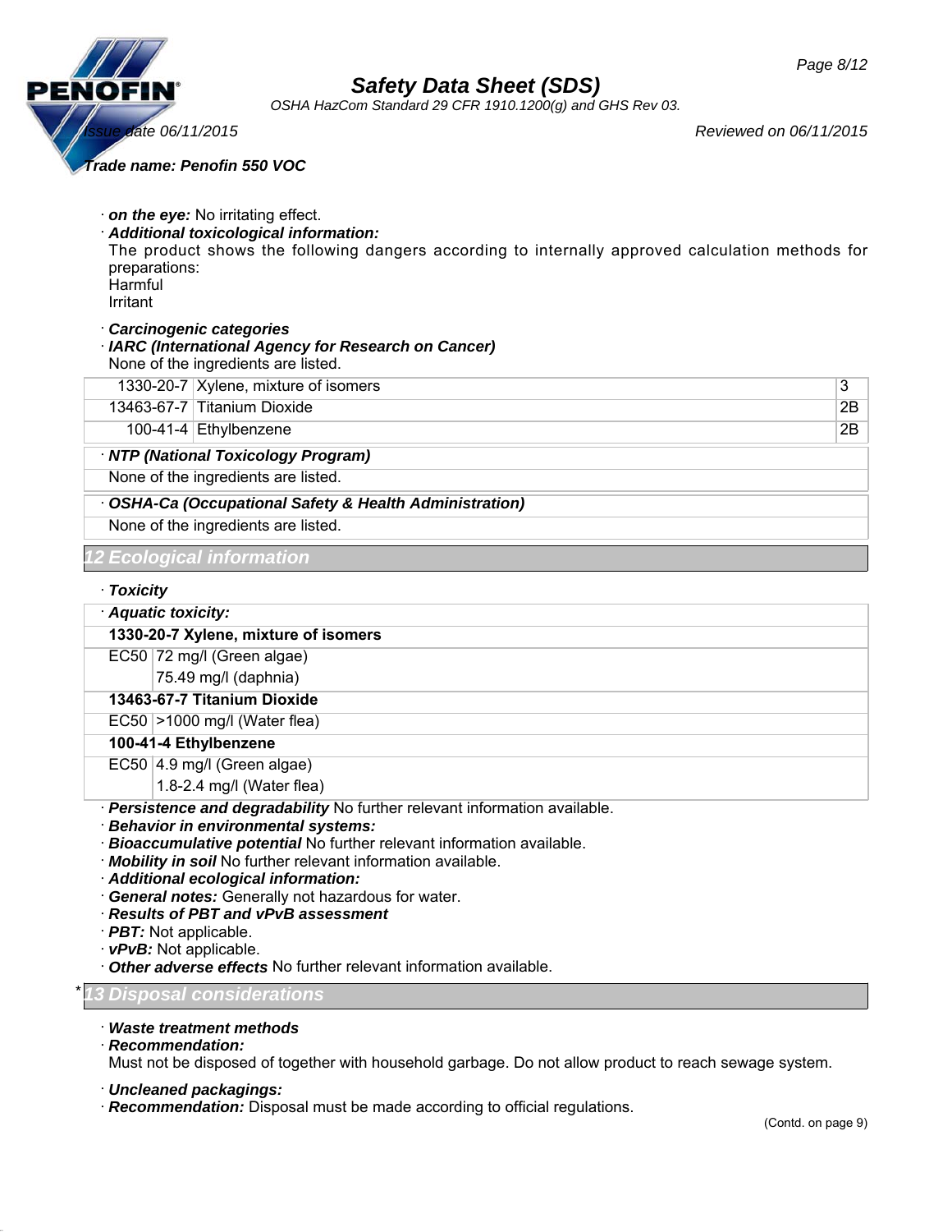· **on the eye:** No irritating effect.

· ***Additional toxicological information:***

The product shows the following dangers according to internally approved calculation methods for preparations:

Harmful

Irritant

· ***Carcinogenic categories***

· ***IARC (International Agency for Research on Cancer)***

None of the ingredients are listed.

| | | |
|---|---|---|
| 1330-20-7 | Xylene, mixture of isomers | 3 |
| 13463-67-7 | Titanium Dioxide | 2B |
| 100-41-4 | Ethylbenzene | 2B |

· ***NTP (National Toxicology Program)***

None of the ingredients are listed.

· ***OSHA-Ca (Occupational Safety & Health Administration)***

None of the ingredients are listed.

## 12 Ecological information

· ***Toxicity***

· ***Aquatic toxicity:***

| | |
|---|---|
| **1330-20-7 Xylene, mixture of isomers** | |
| EC50 | 72 mg/l (Green algae) |
| | 75.49 mg/l (daphnia) |
| **13463-67-7 Titanium Dioxide** | |
| EC50 | >1000 mg/l (Water flea) |
| **100-41-4 Ethylbenzene** | |
| EC50 | 4.9 mg/l (Green algae) |
| | 1.8-2.4 mg/l (Water flea) |

· ***Persistence and degradability*** No further relevant information available.

· ***Behavior in environmental systems:***

· ***Bioaccumulative potential*** No further relevant information available.

· ***Mobility in soil*** No further relevant information available.

· ***Additional ecological information:***

· ***General notes:*** Generally not hazardous for water.

· ***Results of PBT and vPvB assessment***

· ***PBT:*** Not applicable.

· ***vPvB:*** Not applicable.

· ***Other adverse effects*** No further relevant information available.

## * 13 Disposal considerations

· ***Waste treatment methods***

· ***Recommendation:***

Must not be disposed of together with household garbage. Do not allow product to reach sewage system.

· ***Uncleaned packagings:***

· ***Recommendation:*** Disposal must be made according to official regulations.

(Contd. on page 9)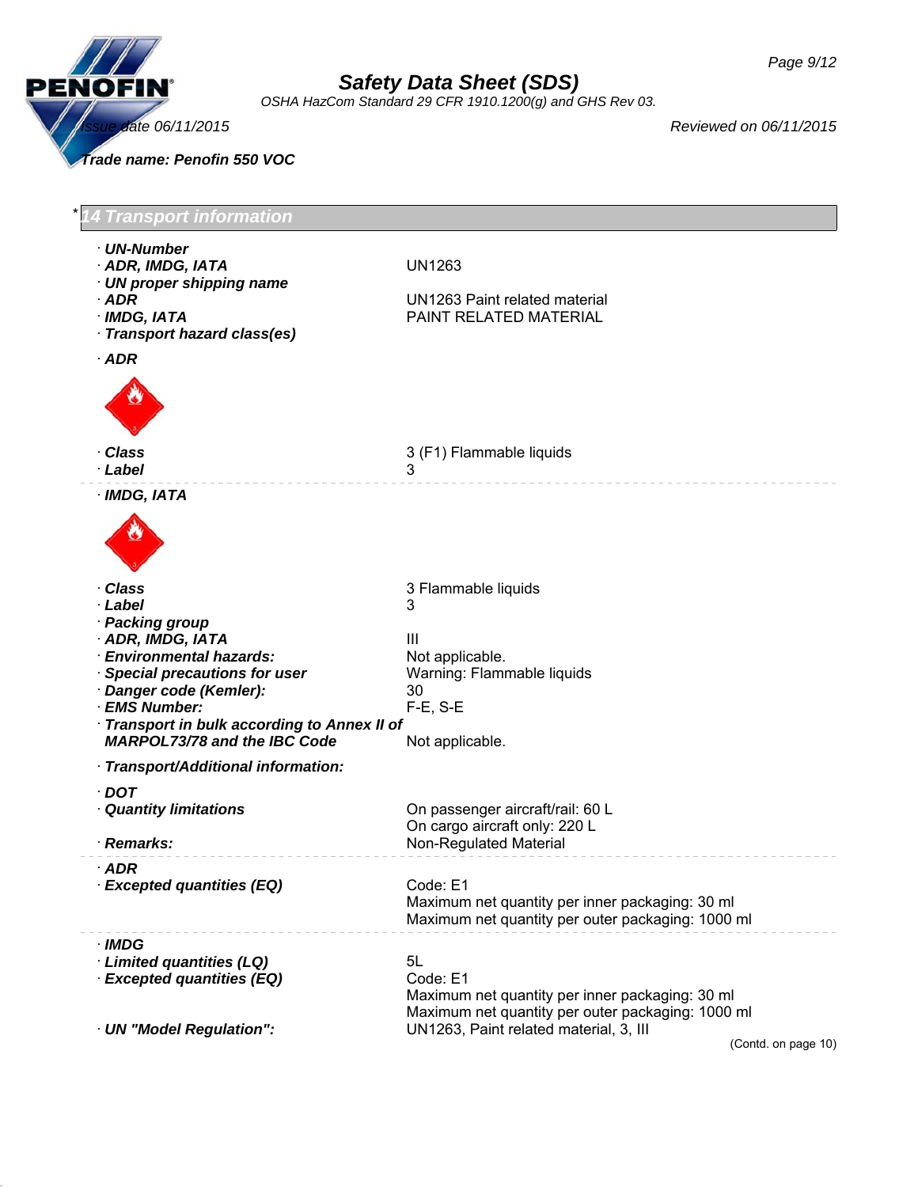*Safety Data Sheet (SDS)*

*OSHA HazCom Standard 29 CFR 1910.1200(g) and GHS Rev 03.*

*Issue date 06/11/2015* | *Reviewed on 06/11/2015*

***Trade name: Penofin 550 VOC***

## * 14 Transport information

· **UN-Number**
· **ADR, IMDG, IATA** — UN1263

· **UN proper shipping name**
· **ADR** — UN1263 Paint related material
· **IMDG, IATA** — PAINT RELATED MATERIAL

· **Transport hazard class(es)**

· **ADR**

· **Class** — 3 (F1) Flammable liquids
· **Label** — 3

---

· **IMDG, IATA**

· **Class** — 3 Flammable liquids
· **Label** — 3

· **Packing group**
· **ADR, IMDG, IATA** — III
· **Environmental hazards:** — Not applicable.
· **Special precautions for user** — Warning: Flammable liquids
· **Danger code (Kemler):** — 30
· **EMS Number:** — F-E, S-E
· **Transport in bulk according to Annex II of MARPOL73/78 and the IBC Code** — Not applicable.

· **Transport/Additional information:**

· **DOT**
· **Quantity limitations** — On passenger aircraft/rail: 60 L
On cargo aircraft only: 220 L
· **Remarks:** — Non-Regulated Material

---

· **ADR**
· **Excepted quantities (EQ)** — Code: E1
Maximum net quantity per inner packaging: 30 ml
Maximum net quantity per outer packaging: 1000 ml

---

· **IMDG**
· **Limited quantities (LQ)** — 5L
· **Excepted quantities (EQ)** — Code: E1
Maximum net quantity per inner packaging: 30 ml
Maximum net quantity per outer packaging: 1000 ml
· **UN "Model Regulation":** — UN1263, Paint related material, 3, III

(Contd. on page 10)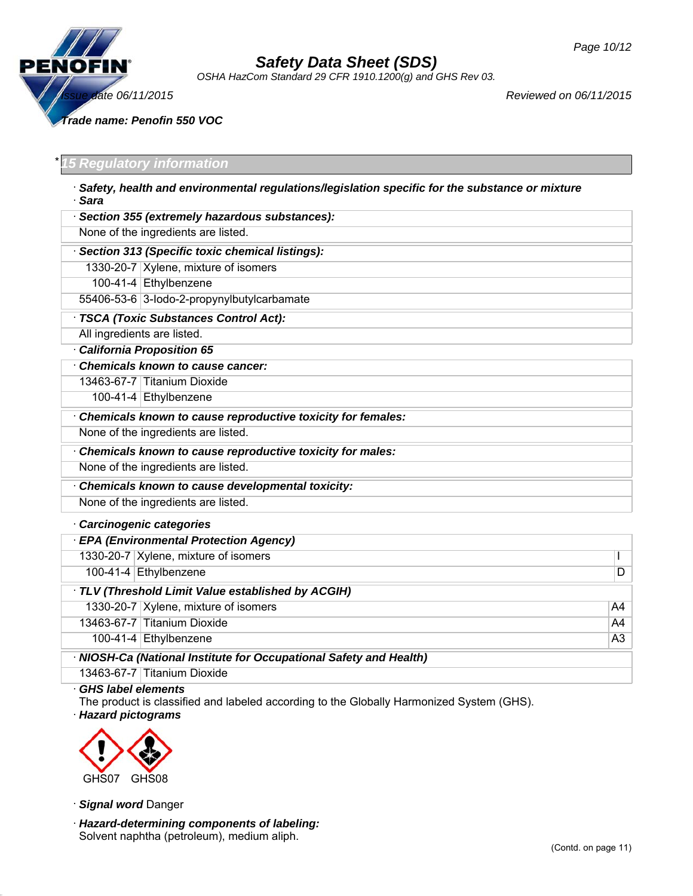## * 15 Regulatory information

· **Safety, health and environmental regulations/legislation specific for the substance or mixture**

· **Sara**

| · **Section 355 (extremely hazardous substances):** | |
|---|---|
| None of the ingredients are listed. | |

| · **Section 313 (Specific toxic chemical listings):** | |
|---|---|
| 1330-20-7 | Xylene, mixture of isomers |
| 100-41-4 | Ethylbenzene |
| 55406-53-6 | 3-Iodo-2-propynylbutylcarbamate |

| · **TSCA (Toxic Substances Control Act):** |
|---|
| All ingredients are listed. |

· **California Proposition 65**

| · **Chemicals known to cause cancer:** | |
|---|---|
| 13463-67-7 | Titanium Dioxide |
| 100-41-4 | Ethylbenzene |

| · **Chemicals known to cause reproductive toxicity for females:** |
|---|
| None of the ingredients are listed. |

| · **Chemicals known to cause reproductive toxicity for males:** |
|---|
| None of the ingredients are listed. |

| · **Chemicals known to cause developmental toxicity:** |
|---|
| None of the ingredients are listed. |

· **Carcinogenic categories**

| · **EPA (Environmental Protection Agency)** | | |
|---|---|---|
| 1330-20-7 | Xylene, mixture of isomers | I |
| 100-41-4 | Ethylbenzene | D |

| · **TLV (Threshold Limit Value established by ACGIH)** | | |
|---|---|---|
| 1330-20-7 | Xylene, mixture of isomers | A4 |
| 13463-67-7 | Titanium Dioxide | A4 |
| 100-41-4 | Ethylbenzene | A3 |

| · **NIOSH-Ca (National Institute for Occupational Safety and Health)** | |
|---|---|
| 13463-67-7 | Titanium Dioxide |

· **GHS label elements**
The product is classified and labeled according to the Globally Harmonized System (GHS).

· **Hazard pictograms**

GHS07 GHS08

· **Signal word** Danger

· **Hazard-determining components of labeling:**
Solvent naphtha (petroleum), medium aliph.

(Contd. on page 11)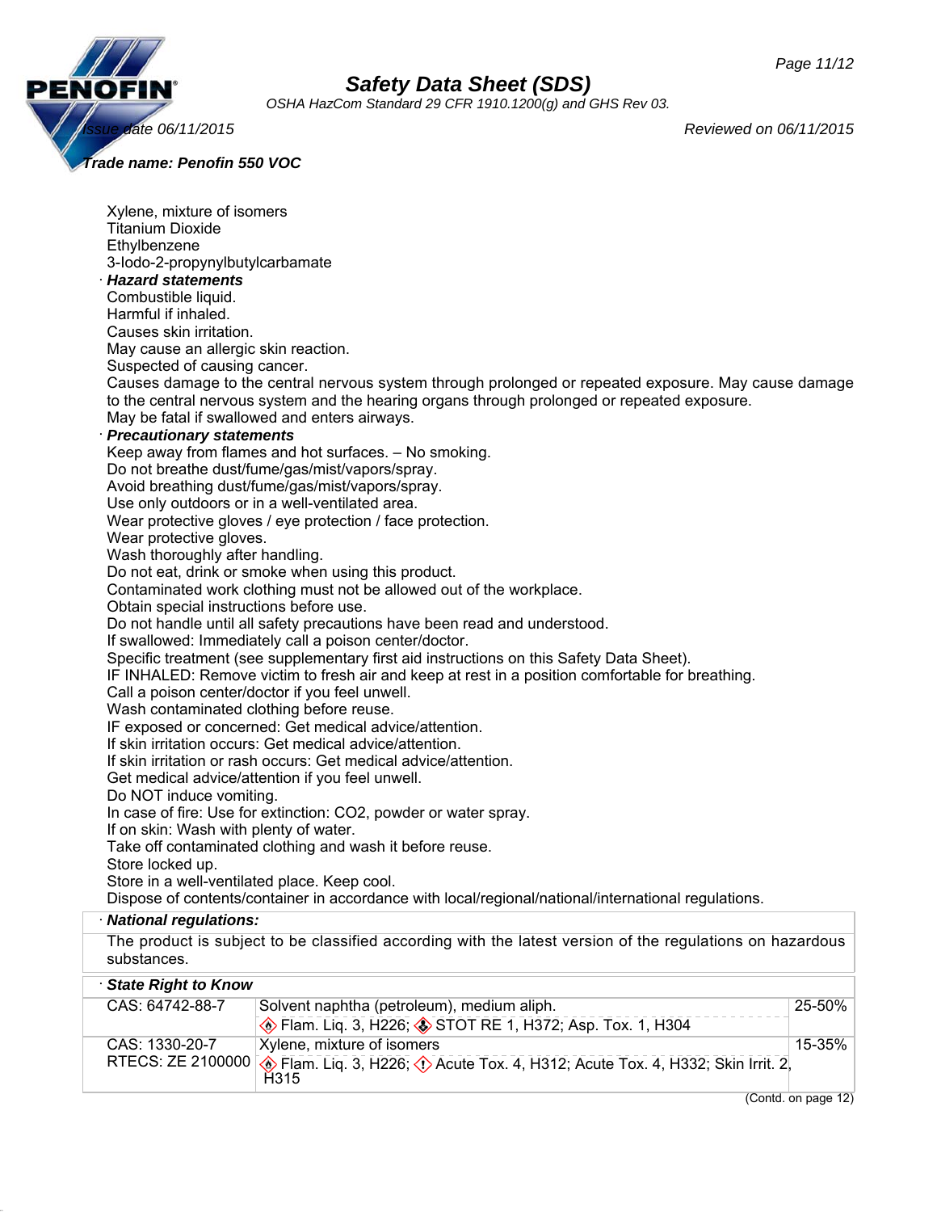Xylene, mixture of isomers
Titanium Dioxide
Ethylbenzene
3-Iodo-2-propynylbutylcarbamate

· ***Hazard statements***

Combustible liquid.
Harmful if inhaled.
Causes skin irritation.
May cause an allergic skin reaction.
Suspected of causing cancer.
Causes damage to the central nervous system through prolonged or repeated exposure. May cause damage to the central nervous system and the hearing organs through prolonged or repeated exposure.
May be fatal if swallowed and enters airways.

· ***Precautionary statements***

Keep away from flames and hot surfaces. – No smoking.
Do not breathe dust/fume/gas/mist/vapors/spray.
Avoid breathing dust/fume/gas/mist/vapors/spray.
Use only outdoors or in a well-ventilated area.
Wear protective gloves / eye protection / face protection.
Wear protective gloves.
Wash thoroughly after handling.
Do not eat, drink or smoke when using this product.
Contaminated work clothing must not be allowed out of the workplace.
Obtain special instructions before use.
Do not handle until all safety precautions have been read and understood.
If swallowed: Immediately call a poison center/doctor.
Specific treatment (see supplementary first aid instructions on this Safety Data Sheet).
IF INHALED: Remove victim to fresh air and keep at rest in a position comfortable for breathing.
Call a poison center/doctor if you feel unwell.
Wash contaminated clothing before reuse.
IF exposed or concerned: Get medical advice/attention.
If skin irritation occurs: Get medical advice/attention.
If skin irritation or rash occurs: Get medical advice/attention.
Get medical advice/attention if you feel unwell.
Do NOT induce vomiting.
In case of fire: Use for extinction: $CO_2$, powder or water spray.
If on skin: Wash with plenty of water.
Take off contaminated clothing and wash it before reuse.
Store locked up.
Store in a well-ventilated place. Keep cool.
Dispose of contents/container in accordance with local/regional/national/international regulations.

· ***National regulations:***

The product is subject to be classified according with the latest version of the regulations on hazardous substances.

· ***State Right to Know***

| | | |
|---|---|---|
| CAS: 64742-88-7 | Solvent naphtha (petroleum), medium aliph.<br>Flam. Liq. 3, H226; STOT RE 1, H372; Asp. Tox. 1, H304 | 25-50% |
| CAS: 1330-20-7<br>RTECS: ZE 2100000 | Xylene, mixture of isomers<br>Flam. Liq. 3, H226; Acute Tox. 4, H312; Acute Tox. 4, H332; Skin Irrit. 2, H315 | 15-35% |

(Contd. on page 12)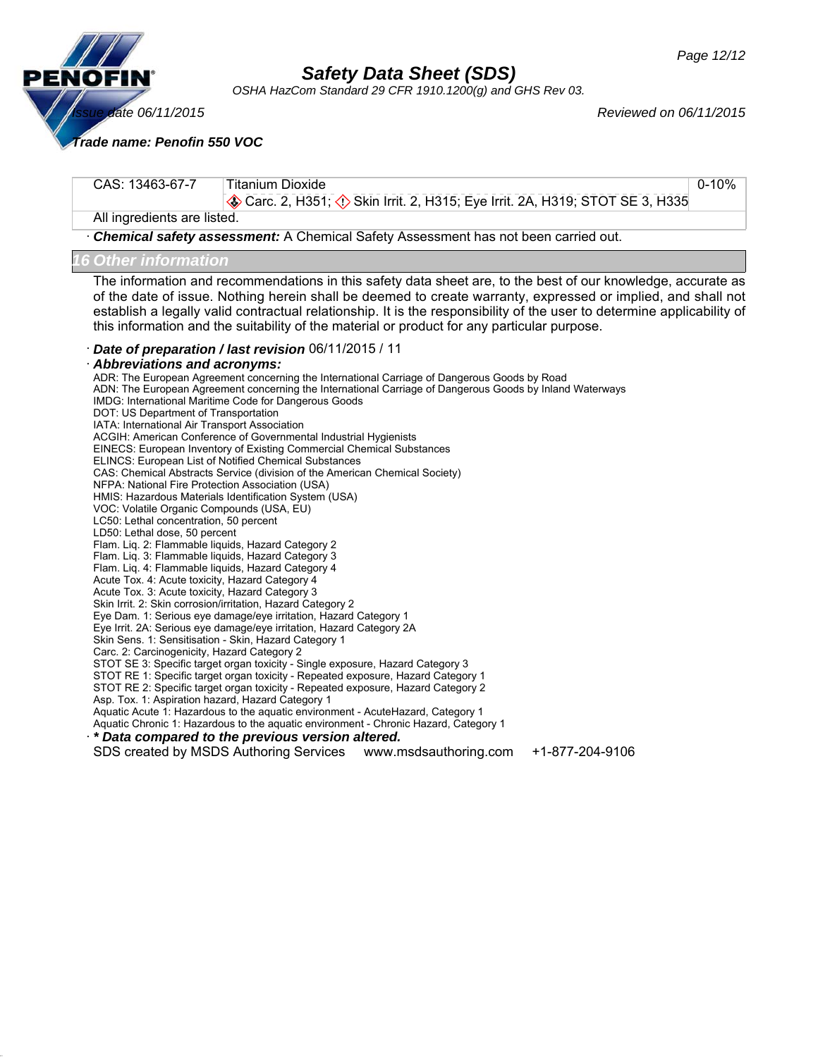| | | |
|---|---|---|
| CAS: 13463-67-7 | Titanium Dioxide<br>Carc. 2, H351; Skin Irrit. 2, H315; Eye Irrit. 2A, H319; STOT SE 3, H335 | 0-10% |
| All ingredients are listed. | | |

· ***Chemical safety assessment:*** A Chemical Safety Assessment has not been carried out.

## 16 Other information

The information and recommendations in this safety data sheet are, to the best of our knowledge, accurate as of the date of issue. Nothing herein shall be deemed to create warranty, expressed or implied, and shall not establish a legally valid contractual relationship. It is the responsibility of the user to determine applicability of this information and the suitability of the material or product for any particular purpose.

· ***Date of preparation / last revision*** 06/11/2015 / 11

· ***Abbreviations and acronyms:***

ADR: The European Agreement concerning the International Carriage of Dangerous Goods by Road
ADN: The European Agreement concerning the International Carriage of Dangerous Goods by Inland Waterways
IMDG: International Maritime Code for Dangerous Goods
DOT: US Department of Transportation
IATA: International Air Transport Association
ACGIH: American Conference of Governmental Industrial Hygienists
EINECS: European Inventory of Existing Commercial Chemical Substances
ELINCS: European List of Notified Chemical Substances
CAS: Chemical Abstracts Service (division of the American Chemical Society)
NFPA: National Fire Protection Association (USA)
HMIS: Hazardous Materials Identification System (USA)
VOC: Volatile Organic Compounds (USA, EU)
LC50: Lethal concentration, 50 percent
LD50: Lethal dose, 50 percent
Flam. Liq. 2: Flammable liquids, Hazard Category 2
Flam. Liq. 3: Flammable liquids, Hazard Category 3
Flam. Liq. 4: Flammable liquids, Hazard Category 4
Acute Tox. 4: Acute toxicity, Hazard Category 4
Acute Tox. 3: Acute toxicity, Hazard Category 3
Skin Irrit. 2: Skin corrosion/irritation, Hazard Category 2
Eye Dam. 1: Serious eye damage/eye irritation, Hazard Category 1
Eye Irrit. 2A: Serious eye damage/eye irritation, Hazard Category 2A
Skin Sens. 1: Sensitisation - Skin, Hazard Category 1
Carc. 2: Carcinogenicity, Hazard Category 2
STOT SE 3: Specific target organ toxicity - Single exposure, Hazard Category 3
STOT RE 1: Specific target organ toxicity - Repeated exposure, Hazard Category 1
STOT RE 2: Specific target organ toxicity - Repeated exposure, Hazard Category 2
Asp. Tox. 1: Aspiration hazard, Hazard Category 1
Aquatic Acute 1: Hazardous to the aquatic environment - AcuteHazard, Category 1
Aquatic Chronic 1: Hazardous to the aquatic environment - Chronic Hazard, Category 1

· ***\* Data compared to the previous version altered.***

SDS created by MSDS Authoring Services www.msdsauthoring.com +1-877-204-9106